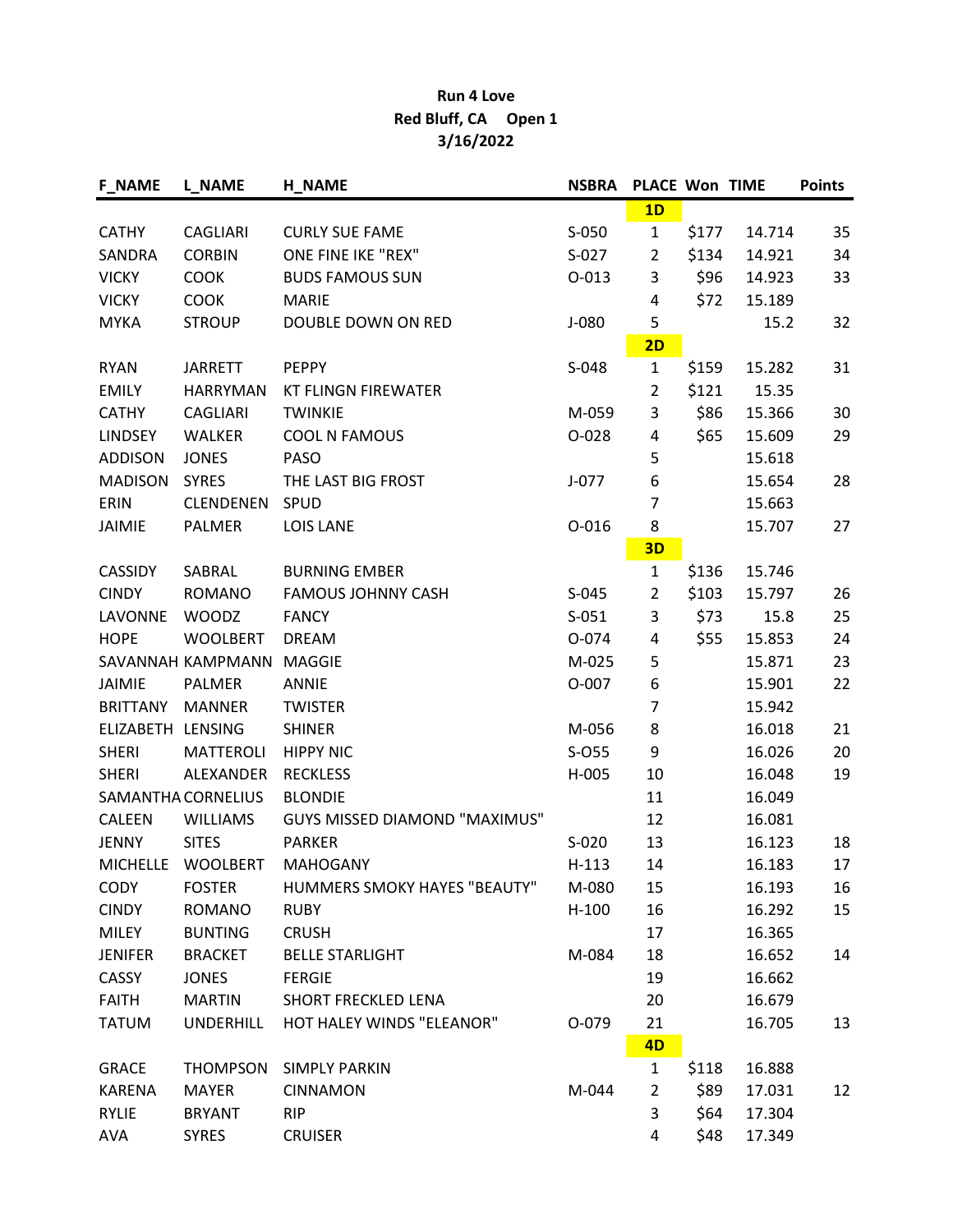# Run 4 Love
## Red Bluff, CA Open 1
## 3/16/2022

| F_NAME | L_NAME | H_NAME | NSBRA | PLACE | Won | TIME | Points |
|---|---|---|---|---|---|---|---|
| | | | | **1D** | | | |
| CATHY | CAGLIARI | CURLY SUE FAME | S-050 | 1 | $177 | 14.714 | 35 |
| SANDRA | CORBIN | ONE FINE IKE "REX" | S-027 | 2 | $134 | 14.921 | 34 |
| VICKY | COOK | BUDS FAMOUS SUN | O-013 | 3 | $96 | 14.923 | 33 |
| VICKY | COOK | MARIE | | 4 | $72 | 15.189 | |
| MYKA | STROUP | DOUBLE DOWN ON RED | J-080 | 5 | | 15.2 | 32 |
| | | | | **2D** | | | |
| RYAN | JARRETT | PEPPY | S-048 | 1 | $159 | 15.282 | 31 |
| EMILY | HARRYMAN | KT FLINGN FIREWATER | | 2 | $121 | 15.35 | |
| CATHY | CAGLIARI | TWINKIE | M-059 | 3 | $86 | 15.366 | 30 |
| LINDSEY | WALKER | COOL N FAMOUS | O-028 | 4 | $65 | 15.609 | 29 |
| ADDISON | JONES | PASO | | 5 | | 15.618 | |
| MADISON | SYRES | THE LAST BIG FROST | J-077 | 6 | | 15.654 | 28 |
| ERIN | CLENDENEN | SPUD | | 7 | | 15.663 | |
| JAIMIE | PALMER | LOIS LANE | O-016 | 8 | | 15.707 | 27 |
| | | | | **3D** | | | |
| CASSIDY | SABRAL | BURNING EMBER | | 1 | $136 | 15.746 | |
| CINDY | ROMANO | FAMOUS JOHNNY CASH | S-045 | 2 | $103 | 15.797 | 26 |
| LAVONNE | WOODZ | FANCY | S-051 | 3 | $73 | 15.8 | 25 |
| HOPE | WOOLBERT | DREAM | O-074 | 4 | $55 | 15.853 | 24 |
| SAVANNAH | KAMPMANN | MAGGIE | M-025 | 5 | | 15.871 | 23 |
| JAIMIE | PALMER | ANNIE | O-007 | 6 | | 15.901 | 22 |
| BRITTANY | MANNER | TWISTER | | 7 | | 15.942 | |
| ELIZABETH | LENSING | SHINER | M-056 | 8 | | 16.018 | 21 |
| SHERI | MATTEROLI | HIPPY NIC | S-O55 | 9 | | 16.026 | 20 |
| SHERI | ALEXANDER | RECKLESS | H-005 | 10 | | 16.048 | 19 |
| SAMANTHA | CORNELIUS | BLONDIE | | 11 | | 16.049 | |
| CALEEN | WILLIAMS | GUYS MISSED DIAMOND "MAXIMUS" | | 12 | | 16.081 | |
| JENNY | SITES | PARKER | S-020 | 13 | | 16.123 | 18 |
| MICHELLE | WOOLBERT | MAHOGANY | H-113 | 14 | | 16.183 | 17 |
| CODY | FOSTER | HUMMERS SMOKY HAYES "BEAUTY" | M-080 | 15 | | 16.193 | 16 |
| CINDY | ROMANO | RUBY | H-100 | 16 | | 16.292 | 15 |
| MILEY | BUNTING | CRUSH | | 17 | | 16.365 | |
| JENIFER | BRACKET | BELLE STARLIGHT | M-084 | 18 | | 16.652 | 14 |
| CASSY | JONES | FERGIE | | 19 | | 16.662 | |
| FAITH | MARTIN | SHORT FRECKLED LENA | | 20 | | 16.679 | |
| TATUM | UNDERHILL | HOT HALEY WINDS "ELEANOR" | O-079 | 21 | | 16.705 | 13 |
| | | | | **4D** | | | |
| GRACE | THOMPSON | SIMPLY PARKIN | | 1 | $118 | 16.888 | |
| KARENA | MAYER | CINNAMON | M-044 | 2 | $89 | 17.031 | 12 |
| RYLIE | BRYANT | RIP | | 3 | $64 | 17.304 | |
| AVA | SYRES | CRUISER | | 4 | $48 | 17.349 | |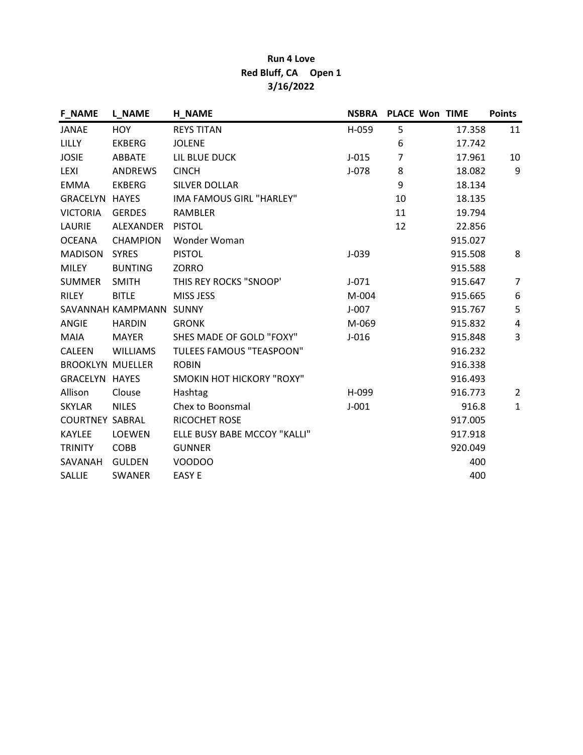**Run 4 Love**
**Red Bluff, CA Open 1**
**3/16/2022**

| F_NAME | L_NAME | H_NAME | NSBRA | PLACE | Won | TIME | Points |
|---|---|---|---|---|---|---|---|
| JANAE | HOY | REYS TITAN | H-059 | 5 | | 17.358 | 11 |
| LILLY | EKBERG | JOLENE | | 6 | | 17.742 | |
| JOSIE | ABBATE | LIL BLUE DUCK | J-015 | 7 | | 17.961 | 10 |
| LEXI | ANDREWS | CINCH | J-078 | 8 | | 18.082 | 9 |
| EMMA | EKBERG | SILVER DOLLAR | | 9 | | 18.134 | |
| GRACELYN | HAYES | IMA FAMOUS GIRL "HARLEY" | | 10 | | 18.135 | |
| VICTORIA | GERDES | RAMBLER | | 11 | | 19.794 | |
| LAURIE | ALEXANDER | PISTOL | | 12 | | 22.856 | |
| OCEANA | CHAMPION | Wonder Woman | | | | 915.027 | |
| MADISON | SYRES | PISTOL | J-039 | | | 915.508 | 8 |
| MILEY | BUNTING | ZORRO | | | | 915.588 | |
| SUMMER | SMITH | THIS REY ROCKS "SNOOP' | J-071 | | | 915.647 | 7 |
| RILEY | BITLE | MISS JESS | M-004 | | | 915.665 | 6 |
| SAVANNAH | KAMPMANN | SUNNY | J-007 | | | 915.767 | 5 |
| ANGIE | HARDIN | GRONK | M-069 | | | 915.832 | 4 |
| MAIA | MAYER | SHES MADE OF GOLD "FOXY" | J-016 | | | 915.848 | 3 |
| CALEEN | WILLIAMS | TULEES FAMOUS "TEASPOON" | | | | 916.232 | |
| BROOKLYN | MUELLER | ROBIN | | | | 916.338 | |
| GRACELYN | HAYES | SMOKIN HOT HICKORY "ROXY" | | | | 916.493 | |
| Allison | Clouse | Hashtag | H-099 | | | 916.773 | 2 |
| SKYLAR | NILES | Chex to Boonsmal | J-001 | | | 916.8 | 1 |
| COURTNEY | SABRAL | RICOCHET ROSE | | | | 917.005 | |
| KAYLEE | LOEWEN | ELLE BUSY BABE MCCOY "KALLI" | | | | 917.918 | |
| TRINITY | COBB | GUNNER | | | | 920.049 | |
| SAVANAH | GULDEN | VOODOO | | | | 400 | |
| SALLIE | SWANER | EASY E | | | | 400 | |